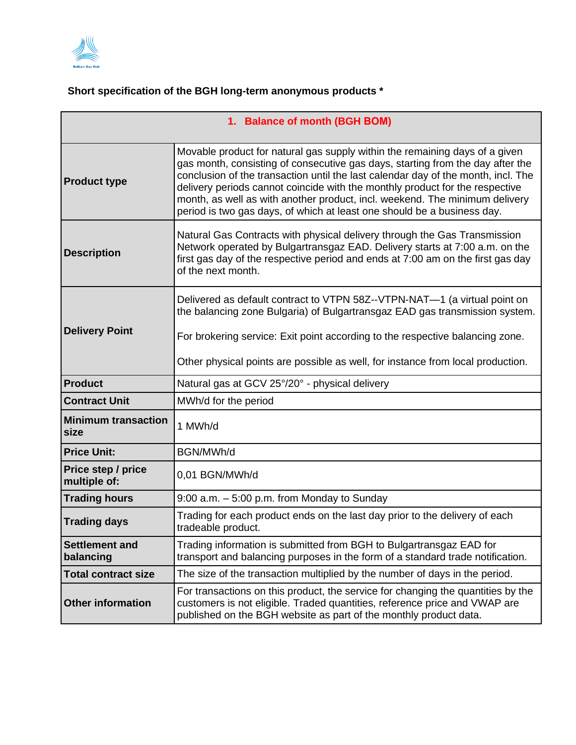**Short specification of the BGH long-term anonymous products \***

| 1. Balance of month (BGH BOM) | |
|---|---|
| **Product type** | Movable product for natural gas supply within the remaining days of a given gas month, consisting of consecutive gas days, starting from the day after the conclusion of the transaction until the last calendar day of the month, incl. The delivery periods cannot coincide with the monthly product for the respective month, as well as with another product, incl. weekend. The minimum delivery period is two gas days, of which at least one should be a business day. |
| **Description** | Natural Gas Contracts with physical delivery through the Gas Transmission Network operated by Bulgartransgaz EAD. Delivery starts at 7:00 a.m. on the first gas day of the respective period and ends at 7:00 am on the first gas day of the next month. |
| **Delivery Point** | Delivered as default contract to VTPN 58Z--VTPN-NAT—1 (a virtual point on the balancing zone Bulgaria) of Bulgartransgaz EAD gas transmission system.<br><br>For brokering service: Exit point according to the respective balancing zone.<br><br>Other physical points are possible as well, for instance from local production. |
| **Product** | Natural gas at GCV 25°/20° - physical delivery |
| **Contract Unit** | MWh/d for the period |
| **Minimum transaction size** | 1 MWh/d |
| **Price Unit:** | BGN/MWh/d |
| **Price step / price multiple of:** | 0,01 BGN/MWh/d |
| **Trading hours** | 9:00 a.m. – 5:00 p.m. from Monday to Sunday |
| **Trading days** | Trading for each product ends on the last day prior to the delivery of each tradeable product. |
| **Settlement and balancing** | Trading information is submitted from BGH to Bulgartransgaz EAD for transport and balancing purposes in the form of a standard trade notification. |
| **Total contract size** | The size of the transaction multiplied by the number of days in the period. |
| **Other information** | For transactions on this product, the service for changing the quantities by the customers is not eligible. Traded quantities, reference price and VWAP are published on the BGH website as part of the monthly product data. |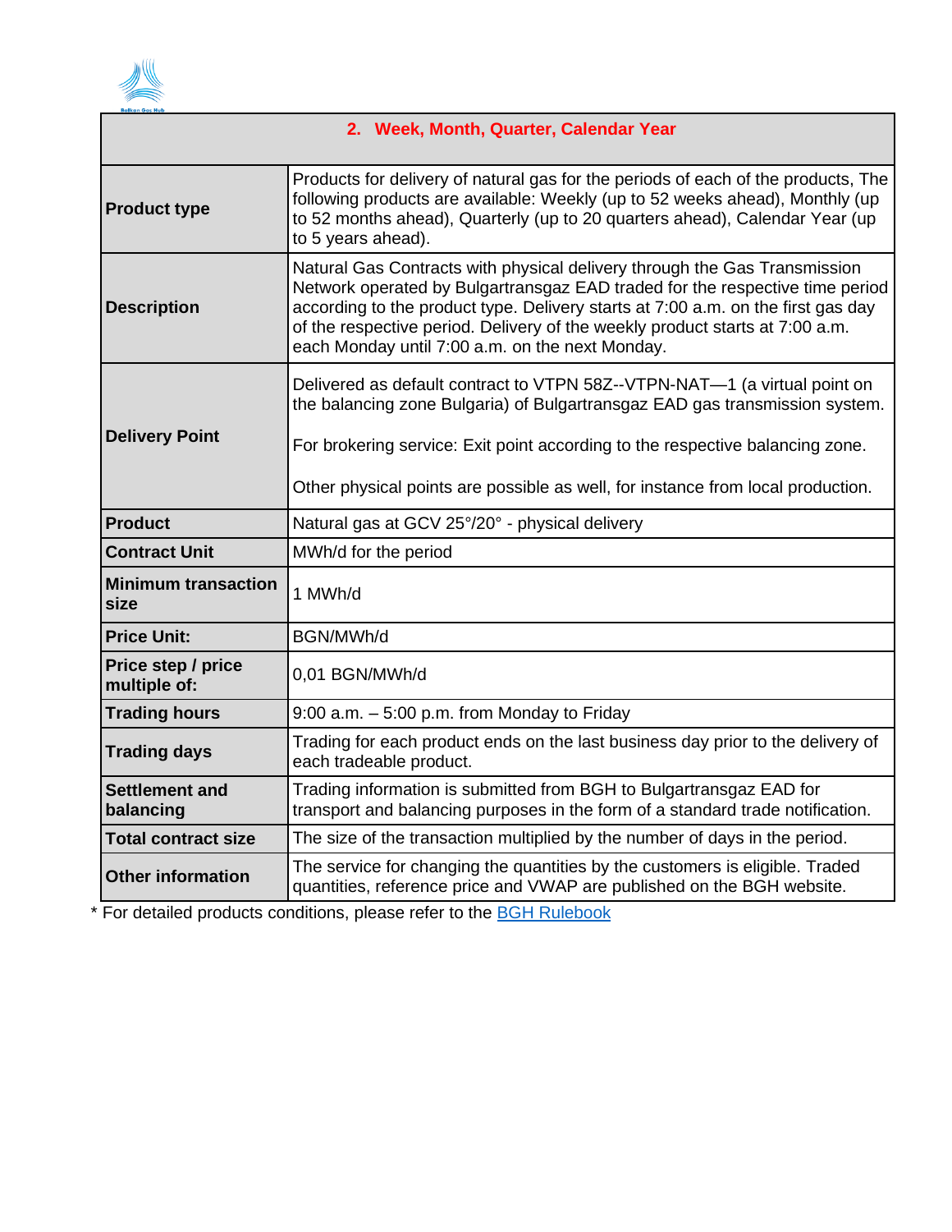| 2. Week, Month, Quarter, Calendar Year | |
|---|---|
| **Product type** | Products for delivery of natural gas for the periods of each of the products, The following products are available: Weekly (up to 52 weeks ahead), Monthly (up to 52 months ahead), Quarterly (up to 20 quarters ahead), Calendar Year (up to 5 years ahead). |
| **Description** | Natural Gas Contracts with physical delivery through the Gas Transmission Network operated by Bulgartransgaz EAD traded for the respective time period according to the product type. Delivery starts at 7:00 a.m. on the first gas day of the respective period. Delivery of the weekly product starts at 7:00 a.m. each Monday until 7:00 a.m. on the next Monday. |
| **Delivery Point** | Delivered as default contract to VTPN 58Z--VTPN-NAT—1 (a virtual point on the balancing zone Bulgaria) of Bulgartransgaz EAD gas transmission system.<br><br>For brokering service: Exit point according to the respective balancing zone.<br><br>Other physical points are possible as well, for instance from local production. |
| **Product** | Natural gas at GCV 25°/20° - physical delivery |
| **Contract Unit** | MWh/d for the period |
| **Minimum transaction size** | 1 MWh/d |
| **Price Unit:** | BGN/MWh/d |
| **Price step / price multiple of:** | 0,01 BGN/MWh/d |
| **Trading hours** | 9:00 a.m. – 5:00 p.m. from Monday to Friday |
| **Trading days** | Trading for each product ends on the last business day prior to the delivery of each tradeable product. |
| **Settlement and balancing** | Trading information is submitted from BGH to Bulgartransgaz EAD for transport and balancing purposes in the form of a standard trade notification. |
| **Total contract size** | The size of the transaction multiplied by the number of days in the period. |
| **Other information** | The service for changing the quantities by the customers is eligible. Traded quantities, reference price and VWAP are published on the BGH website. |

* For detailed products conditions, please refer to the BGH Rulebook